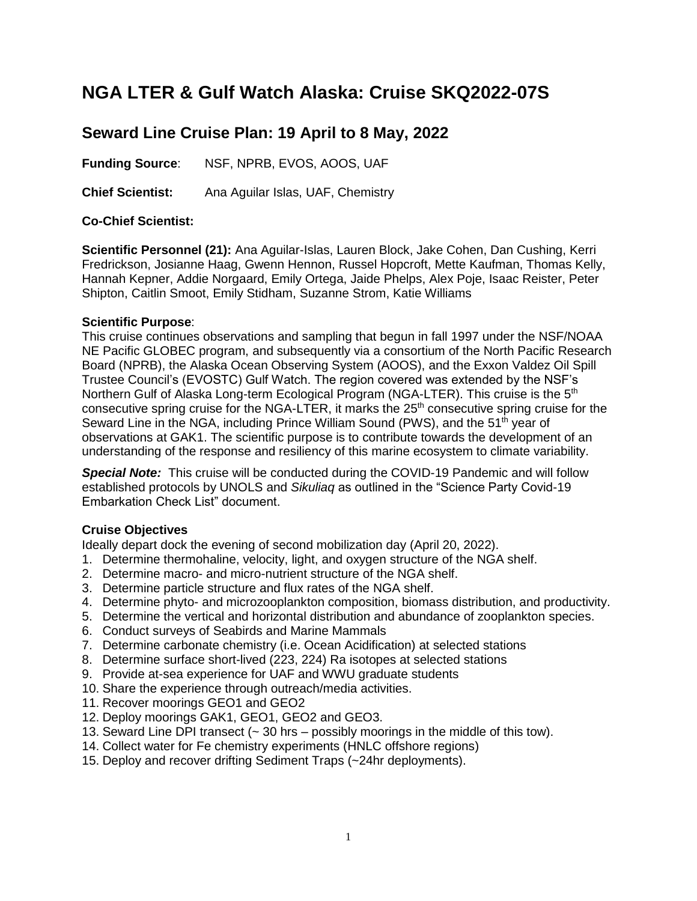# NGA LTER & Gulf Watch Alaska: Cruise SKQ2022-07S

## Seward Line Cruise Plan: 19 April to 8 May, 2022

**Funding Source**: NSF, NPRB, EVOS, AOOS, UAF

**Chief Scientist:** Ana Aguilar Islas, UAF, Chemistry

**Co-Chief Scientist:**

**Scientific Personnel (21):** Ana Aguilar-Islas, Lauren Block, Jake Cohen, Dan Cushing, Kerri Fredrickson, Josianne Haag, Gwenn Hennon, Russel Hopcroft, Mette Kaufman, Thomas Kelly, Hannah Kepner, Addie Norgaard, Emily Ortega, Jaide Phelps, Alex Poje, Isaac Reister, Peter Shipton, Caitlin Smoot, Emily Stidham, Suzanne Strom, Katie Williams

**Scientific Purpose**:
This cruise continues observations and sampling that begun in fall 1997 under the NSF/NOAA NE Pacific GLOBEC program, and subsequently via a consortium of the North Pacific Research Board (NPRB), the Alaska Ocean Observing System (AOOS), and the Exxon Valdez Oil Spill Trustee Council's (EVOSTC) Gulf Watch. The region covered was extended by the NSF's Northern Gulf of Alaska Long-term Ecological Program (NGA-LTER). This cruise is the 5th consecutive spring cruise for the NGA-LTER, it marks the 25th consecutive spring cruise for the Seward Line in the NGA, including Prince William Sound (PWS), and the 51st year of observations at GAK1. The scientific purpose is to contribute towards the development of an understanding of the response and resiliency of this marine ecosystem to climate variability.

***Special Note:*** This cruise will be conducted during the COVID-19 Pandemic and will follow established protocols by UNOLS and *Sikuliaq* as outlined in the "Science Party Covid-19 Embarkation Check List" document.

**Cruise Objectives**

Ideally depart dock the evening of second mobilization day (April 20, 2022).

1. Determine thermohaline, velocity, light, and oxygen structure of the NGA shelf.
2. Determine macro- and micro-nutrient structure of the NGA shelf.
3. Determine particle structure and flux rates of the NGA shelf.
4. Determine phyto- and microzooplankton composition, biomass distribution, and productivity.
5. Determine the vertical and horizontal distribution and abundance of zooplankton species.
6. Conduct surveys of Seabirds and Marine Mammals
7. Determine carbonate chemistry (i.e. Ocean Acidification) at selected stations
8. Determine surface short-lived (223, 224) Ra isotopes at selected stations
9. Provide at-sea experience for UAF and WWU graduate students
10. Share the experience through outreach/media activities.
11. Recover moorings GEO1 and GEO2
12. Deploy moorings GAK1, GEO1, GEO2 and GEO3.
13. Seward Line DPI transect (~ 30 hrs – possibly moorings in the middle of this tow).
14. Collect water for Fe chemistry experiments (HNLC offshore regions)
15. Deploy and recover drifting Sediment Traps (~24hr deployments).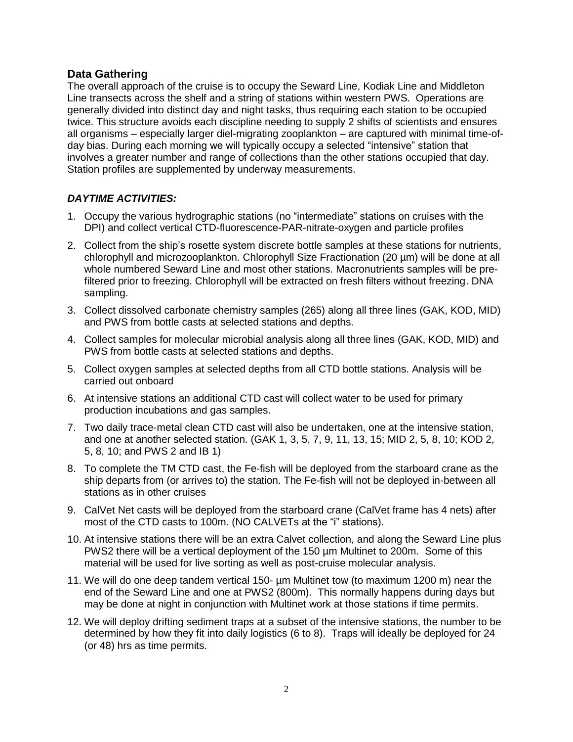## Data Gathering

The overall approach of the cruise is to occupy the Seward Line, Kodiak Line and Middleton Line transects across the shelf and a string of stations within western PWS. Operations are generally divided into distinct day and night tasks, thus requiring each station to be occupied twice. This structure avoids each discipline needing to supply 2 shifts of scientists and ensures all organisms – especially larger diel-migrating zooplankton – are captured with minimal time-of-day bias. During each morning we will typically occupy a selected "intensive" station that involves a greater number and range of collections than the other stations occupied that day. Station profiles are supplemented by underway measurements.

### ***DAYTIME ACTIVITIES:***

1. Occupy the various hydrographic stations (no "intermediate" stations on cruises with the DPI) and collect vertical CTD-fluorescence-PAR-nitrate-oxygen and particle profiles
2. Collect from the ship's rosette system discrete bottle samples at these stations for nutrients, chlorophyll and microzooplankton. Chlorophyll Size Fractionation (20 µm) will be done at all whole numbered Seward Line and most other stations. Macronutrients samples will be pre-filtered prior to freezing. Chlorophyll will be extracted on fresh filters without freezing. DNA sampling.
3. Collect dissolved carbonate chemistry samples (265) along all three lines (GAK, KOD, MID) and PWS from bottle casts at selected stations and depths.
4. Collect samples for molecular microbial analysis along all three lines (GAK, KOD, MID) and PWS from bottle casts at selected stations and depths.
5. Collect oxygen samples at selected depths from all CTD bottle stations. Analysis will be carried out onboard
6. At intensive stations an additional CTD cast will collect water to be used for primary production incubations and gas samples.
7. Two daily trace-metal clean CTD cast will also be undertaken, one at the intensive station, and one at another selected station. (GAK 1, 3, 5, 7, 9, 11, 13, 15; MID 2, 5, 8, 10; KOD 2, 5, 8, 10; and PWS 2 and IB 1)
8. To complete the TM CTD cast, the Fe-fish will be deployed from the starboard crane as the ship departs from (or arrives to) the station. The Fe-fish will not be deployed in-between all stations as in other cruises
9. CalVet Net casts will be deployed from the starboard crane (CalVet frame has 4 nets) after most of the CTD casts to 100m. (NO CALVETs at the "i" stations).
10. At intensive stations there will be an extra Calvet collection, and along the Seward Line plus PWS2 there will be a vertical deployment of the 150 µm Multinet to 200m. Some of this material will be used for live sorting as well as post-cruise molecular analysis.
11. We will do one deep tandem vertical 150- µm Multinet tow (to maximum 1200 m) near the end of the Seward Line and one at PWS2 (800m). This normally happens during days but may be done at night in conjunction with Multinet work at those stations if time permits.
12. We will deploy drifting sediment traps at a subset of the intensive stations, the number to be determined by how they fit into daily logistics (6 to 8). Traps will ideally be deployed for 24 (or 48) hrs as time permits.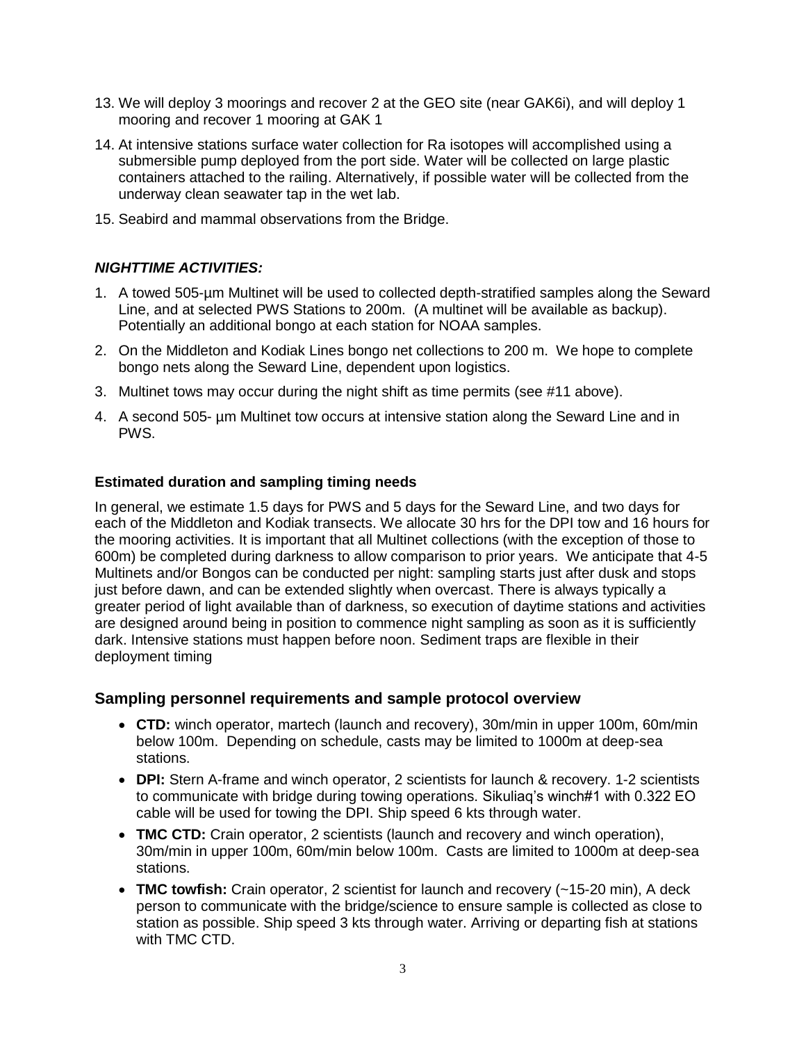13. We will deploy 3 moorings and recover 2 at the GEO site (near GAK6i), and will deploy 1 mooring and recover 1 mooring at GAK 1
14. At intensive stations surface water collection for Ra isotopes will accomplished using a submersible pump deployed from the port side. Water will be collected on large plastic containers attached to the railing. Alternatively, if possible water will be collected from the underway clean seawater tap in the wet lab.
15. Seabird and mammal observations from the Bridge.

### ***NIGHTTIME ACTIVITIES:***

1. A towed 505-µm Multinet will be used to collected depth-stratified samples along the Seward Line, and at selected PWS Stations to 200m. (A multinet will be available as backup). Potentially an additional bongo at each station for NOAA samples.
2. On the Middleton and Kodiak Lines bongo net collections to 200 m. We hope to complete bongo nets along the Seward Line, dependent upon logistics.
3. Multinet tows may occur during the night shift as time permits (see #11 above).
4. A second 505- µm Multinet tow occurs at intensive station along the Seward Line and in PWS.

### **Estimated duration and sampling timing needs**

In general, we estimate 1.5 days for PWS and 5 days for the Seward Line, and two days for each of the Middleton and Kodiak transects. We allocate 30 hrs for the DPI tow and 16 hours for the mooring activities. It is important that all Multinet collections (with the exception of those to 600m) be completed during darkness to allow comparison to prior years. We anticipate that 4-5 Multinets and/or Bongos can be conducted per night: sampling starts just after dusk and stops just before dawn, and can be extended slightly when overcast. There is always typically a greater period of light available than of darkness, so execution of daytime stations and activities are designed around being in position to commence night sampling as soon as it is sufficiently dark. Intensive stations must happen before noon. Sediment traps are flexible in their deployment timing

## **Sampling personnel requirements and sample protocol overview**

- **CTD:** winch operator, martech (launch and recovery), 30m/min in upper 100m, 60m/min below 100m. Depending on schedule, casts may be limited to 1000m at deep-sea stations.
- **DPI:** Stern A-frame and winch operator, 2 scientists for launch & recovery. 1-2 scientists to communicate with bridge during towing operations. Sikuliaq's winch#1 with 0.322 EO cable will be used for towing the DPI. Ship speed 6 kts through water.
- **TMC CTD:** Crain operator, 2 scientists (launch and recovery and winch operation), 30m/min in upper 100m, 60m/min below 100m. Casts are limited to 1000m at deep-sea stations.
- **TMC towfish:** Crain operator, 2 scientist for launch and recovery (~15-20 min), A deck person to communicate with the bridge/science to ensure sample is collected as close to station as possible. Ship speed 3 kts through water. Arriving or departing fish at stations with TMC CTD.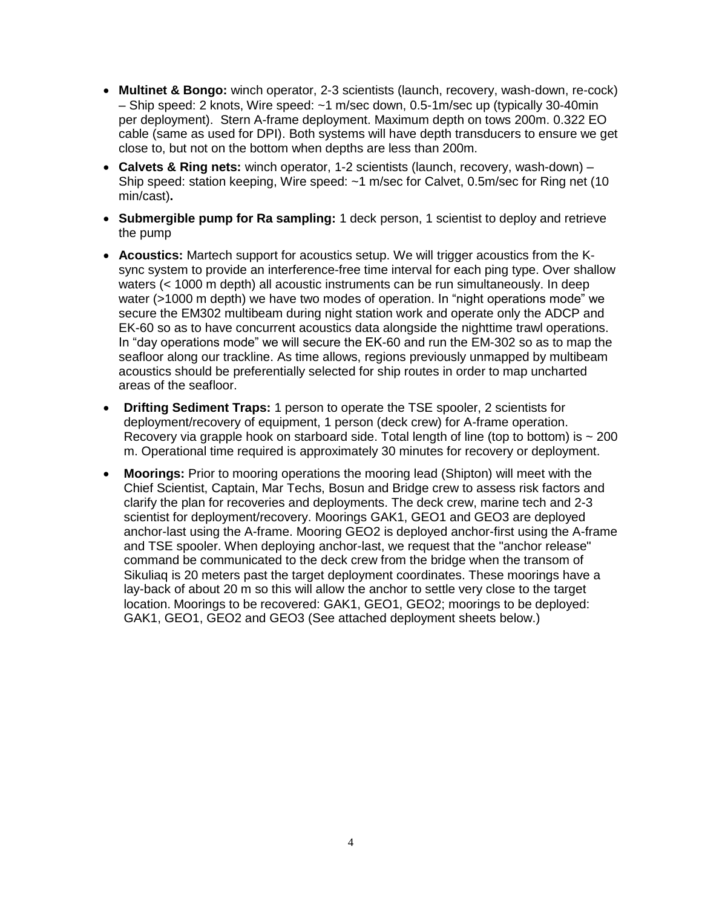- **Multinet & Bongo:** winch operator, 2-3 scientists (launch, recovery, wash-down, re-cock) – Ship speed: 2 knots, Wire speed: ~1 m/sec down, 0.5-1m/sec up (typically 30-40min per deployment). Stern A-frame deployment. Maximum depth on tows 200m. 0.322 EO cable (same as used for DPI). Both systems will have depth transducers to ensure we get close to, but not on the bottom when depths are less than 200m.
- **Calvets & Ring nets:** winch operator, 1-2 scientists (launch, recovery, wash-down) – Ship speed: station keeping, Wire speed: ~1 m/sec for Calvet, 0.5m/sec for Ring net (10 min/cast)**.**
- **Submergible pump for Ra sampling:** 1 deck person, 1 scientist to deploy and retrieve the pump
- **Acoustics:** Martech support for acoustics setup. We will trigger acoustics from the K-sync system to provide an interference-free time interval for each ping type. Over shallow waters (< 1000 m depth) all acoustic instruments can be run simultaneously. In deep water (>1000 m depth) we have two modes of operation. In "night operations mode" we secure the EM302 multibeam during night station work and operate only the ADCP and EK-60 so as to have concurrent acoustics data alongside the nighttime trawl operations. In "day operations mode" we will secure the EK-60 and run the EM-302 so as to map the seafloor along our trackline. As time allows, regions previously unmapped by multibeam acoustics should be preferentially selected for ship routes in order to map uncharted areas of the seafloor.
- **Drifting Sediment Traps:** 1 person to operate the TSE spooler, 2 scientists for deployment/recovery of equipment, 1 person (deck crew) for A-frame operation. Recovery via grapple hook on starboard side. Total length of line (top to bottom) is ~ 200 m. Operational time required is approximately 30 minutes for recovery or deployment.
- **Moorings:** Prior to mooring operations the mooring lead (Shipton) will meet with the Chief Scientist, Captain, Mar Techs, Bosun and Bridge crew to assess risk factors and clarify the plan for recoveries and deployments. The deck crew, marine tech and 2-3 scientist for deployment/recovery. Moorings GAK1, GEO1 and GEO3 are deployed anchor-last using the A-frame. Mooring GEO2 is deployed anchor-first using the A-frame and TSE spooler. When deploying anchor-last, we request that the "anchor release" command be communicated to the deck crew from the bridge when the transom of Sikuliaq is 20 meters past the target deployment coordinates. These moorings have a lay-back of about 20 m so this will allow the anchor to settle very close to the target location. Moorings to be recovered: GAK1, GEO1, GEO2; moorings to be deployed: GAK1, GEO1, GEO2 and GEO3 (See attached deployment sheets below.)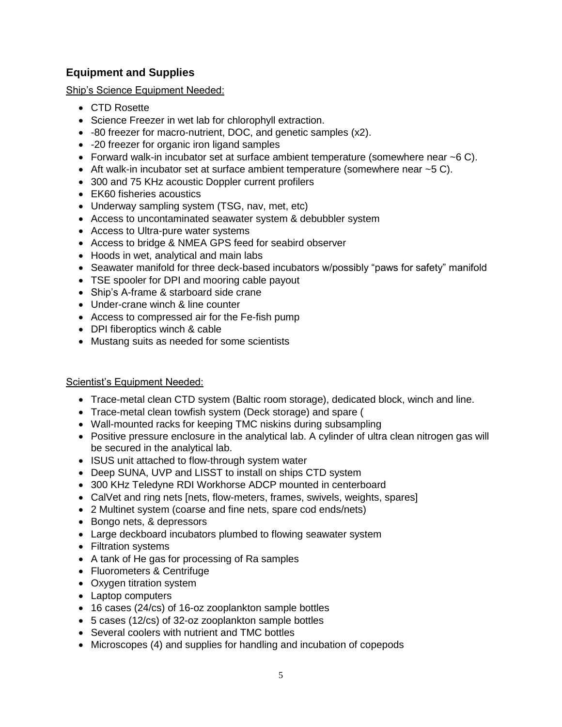## Equipment and Supplies

Ship's Science Equipment Needed:

- CTD Rosette
- Science Freezer in wet lab for chlorophyll extraction.
- -80 freezer for macro-nutrient, DOC, and genetic samples (x2).
- -20 freezer for organic iron ligand samples
- Forward walk-in incubator set at surface ambient temperature (somewhere near ~6 C).
- Aft walk-in incubator set at surface ambient temperature (somewhere near ~5 C).
- 300 and 75 KHz acoustic Doppler current profilers
- EK60 fisheries acoustics
- Underway sampling system (TSG, nav, met, etc)
- Access to uncontaminated seawater system & debubbler system
- Access to Ultra-pure water systems
- Access to bridge & NMEA GPS feed for seabird observer
- Hoods in wet, analytical and main labs
- Seawater manifold for three deck-based incubators w/possibly "paws for safety" manifold
- TSE spooler for DPI and mooring cable payout
- Ship's A-frame & starboard side crane
- Under-crane winch & line counter
- Access to compressed air for the Fe-fish pump
- DPI fiberoptics winch & cable
- Mustang suits as needed for some scientists

Scientist's Equipment Needed:

- Trace-metal clean CTD system (Baltic room storage), dedicated block, winch and line.
- Trace-metal clean towfish system (Deck storage) and spare (
- Wall-mounted racks for keeping TMC niskins during subsampling
- Positive pressure enclosure in the analytical lab. A cylinder of ultra clean nitrogen gas will be secured in the analytical lab.
- ISUS unit attached to flow-through system water
- Deep SUNA, UVP and LISST to install on ships CTD system
- 300 KHz Teledyne RDI Workhorse ADCP mounted in centerboard
- CalVet and ring nets [nets, flow-meters, frames, swivels, weights, spares]
- 2 Multinet system (coarse and fine nets, spare cod ends/nets)
- Bongo nets, & depressors
- Large deckboard incubators plumbed to flowing seawater system
- Filtration systems
- A tank of He gas for processing of Ra samples
- Fluorometers & Centrifuge
- Oxygen titration system
- Laptop computers
- 16 cases (24/cs) of 16-oz zooplankton sample bottles
- 5 cases (12/cs) of 32-oz zooplankton sample bottles
- Several coolers with nutrient and TMC bottles
- Microscopes (4) and supplies for handling and incubation of copepods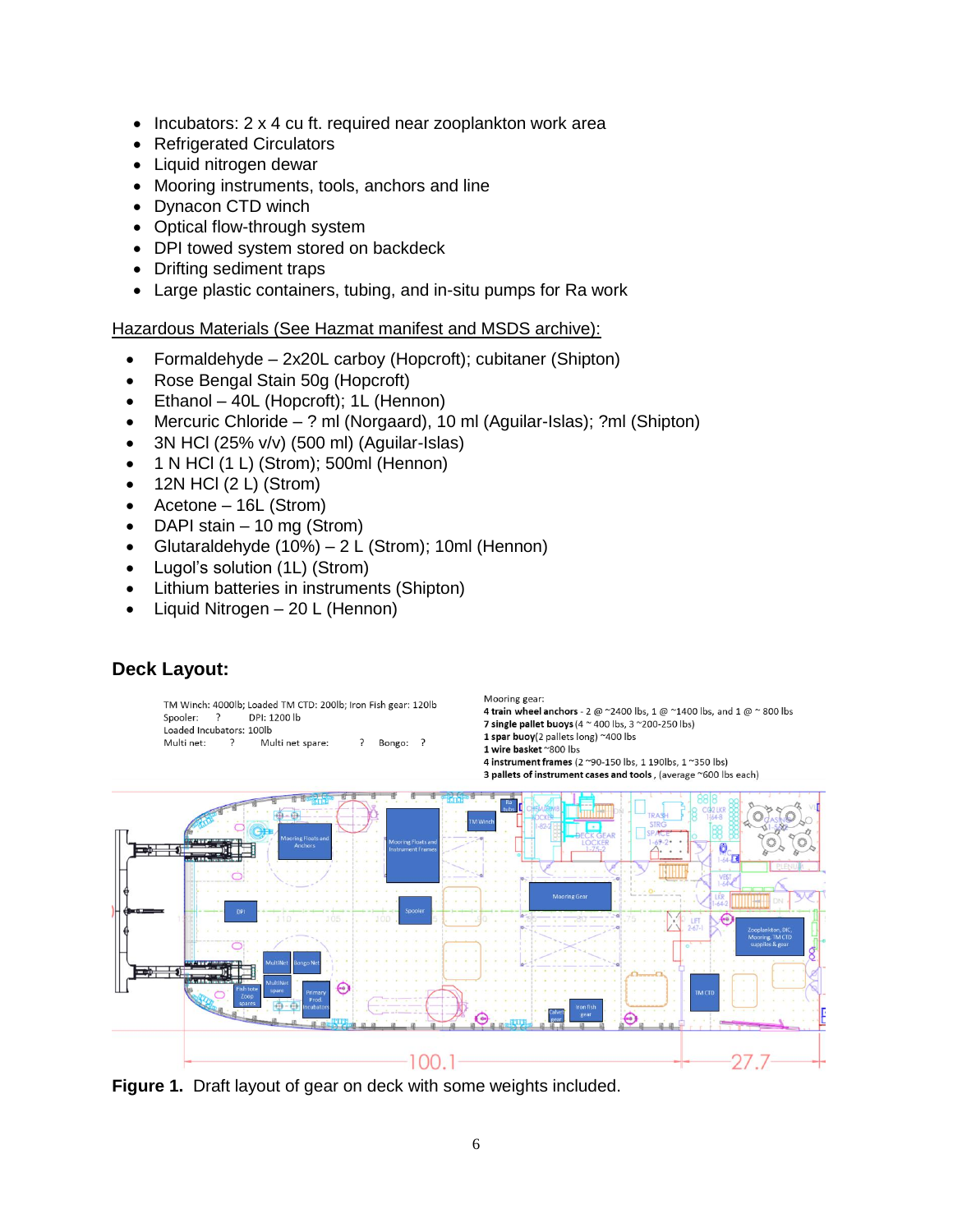- Incubators: 2 x 4 cu ft. required near zooplankton work area
- Refrigerated Circulators
- Liquid nitrogen dewar
- Mooring instruments, tools, anchors and line
- Dynacon CTD winch
- Optical flow-through system
- DPI towed system stored on backdeck
- Drifting sediment traps
- Large plastic containers, tubing, and in-situ pumps for Ra work

Hazardous Materials (See Hazmat manifest and MSDS archive):

- Formaldehyde – 2x20L carboy (Hopcroft); cubitaner (Shipton)
- Rose Bengal Stain 50g (Hopcroft)
- Ethanol – 40L (Hopcroft); 1L (Hennon)
- Mercuric Chloride – ? ml (Norgaard), 10 ml (Aguilar-Islas); ?ml (Shipton)
- 3N HCl (25% v/v) (500 ml) (Aguilar-Islas)
- 1 N HCl (1 L) (Strom); 500ml (Hennon)
- 12N HCl (2 L) (Strom)
- Acetone – 16L (Strom)
- DAPI stain – 10 mg (Strom)
- Glutaraldehyde (10%) – 2 L (Strom); 10ml (Hennon)
- Lugol's solution (1L) (Strom)
- Lithium batteries in instruments (Shipton)
- Liquid Nitrogen – 20 L (Hennon)

## Deck Layout:

TM Winch: 4000lb; Loaded TM CTD: 200lb; Iron Fish gear: 120lb
Spooler: ? DPI: 1200 lb
Loaded Incubators: 100lb
Multi net: ? Multi net spare: ? Bongo: ?

Mooring gear:
**4 train wheel anchors** - 2 @ ~2400 lbs, 1 @ ~1400 lbs, and 1 @ ~ 800 lbs
**7 single pallet buoys** (4 ~ 400 lbs, 3 ~200-250 lbs)
**1 spar buoy** (2 pallets long) ~400 lbs
**1 wire basket** ~800 lbs
**4 instrument frames** (2 ~90-150 lbs, 1 190lbs, 1 ~350 lbs)
**3 pallets of instrument cases and tools**, (average ~600 lbs each)

**Figure 1.** Draft layout of gear on deck with some weights included.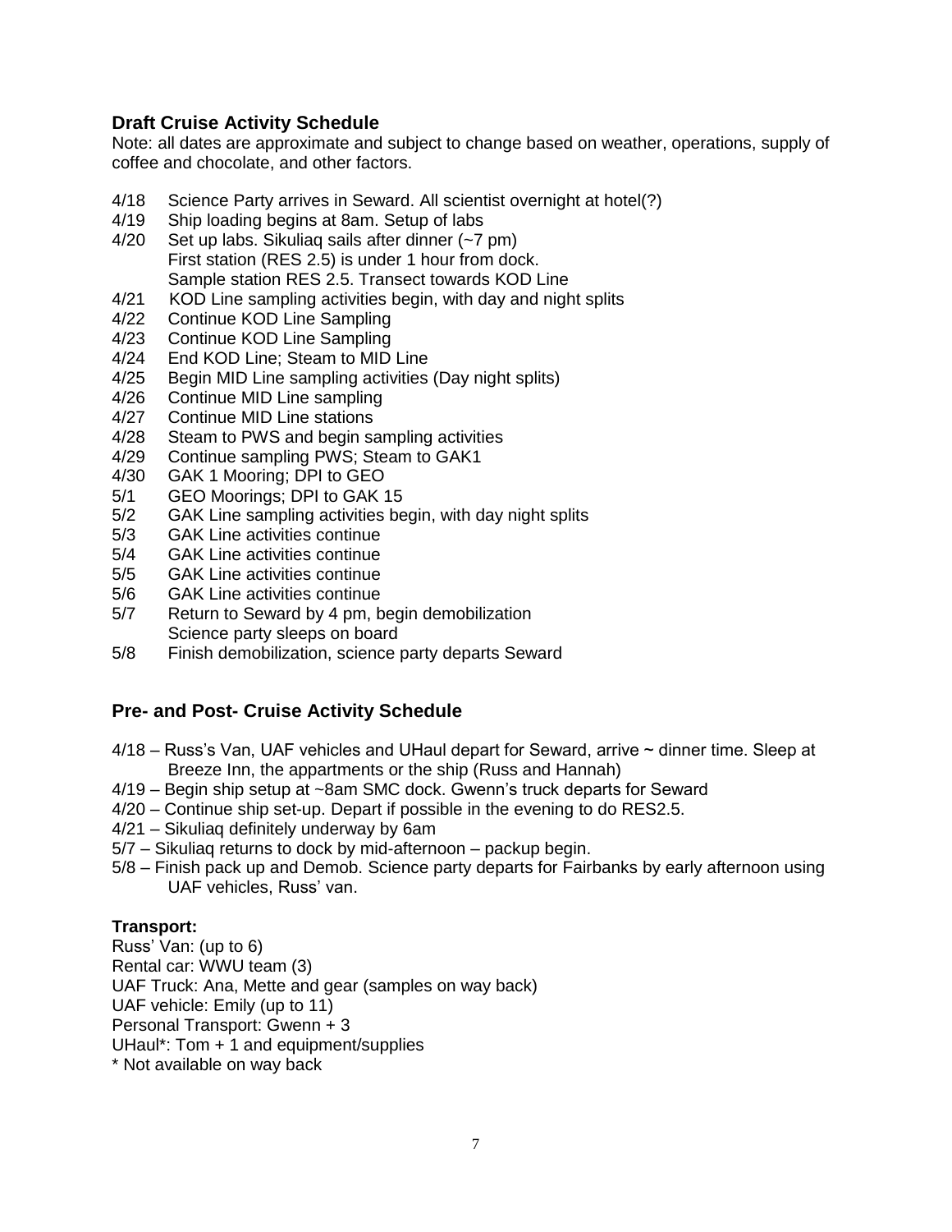## Draft Cruise Activity Schedule

Note: all dates are approximate and subject to change based on weather, operations, supply of coffee and chocolate, and other factors.

- 4/18 Science Party arrives in Seward. All scientist overnight at hotel(?)
- 4/19 Ship loading begins at 8am. Setup of labs
- 4/20 Set up labs. Sikuliaq sails after dinner (~7 pm)
  First station (RES 2.5) is under 1 hour from dock.
  Sample station RES 2.5. Transect towards KOD Line
- 4/21 KOD Line sampling activities begin, with day and night splits
- 4/22 Continue KOD Line Sampling
- 4/23 Continue KOD Line Sampling
- 4/24 End KOD Line; Steam to MID Line
- 4/25 Begin MID Line sampling activities (Day night splits)
- 4/26 Continue MID Line sampling
- 4/27 Continue MID Line stations
- 4/28 Steam to PWS and begin sampling activities
- 4/29 Continue sampling PWS; Steam to GAK1
- 4/30 GAK 1 Mooring; DPI to GEO
- 5/1 GEO Moorings; DPI to GAK 15
- 5/2 GAK Line sampling activities begin, with day night splits
- 5/3 GAK Line activities continue
- 5/4 GAK Line activities continue
- 5/5 GAK Line activities continue
- 5/6 GAK Line activities continue
- 5/7 Return to Seward by 4 pm, begin demobilization
  Science party sleeps on board
- 5/8 Finish demobilization, science party departs Seward

## Pre- and Post- Cruise Activity Schedule

- 4/18 – Russ's Van, UAF vehicles and UHaul depart for Seward, arrive ~ dinner time. Sleep at Breeze Inn, the appartments or the ship (Russ and Hannah)
- 4/19 – Begin ship setup at ~8am SMC dock. Gwenn's truck departs for Seward
- 4/20 – Continue ship set-up. Depart if possible in the evening to do RES2.5.
- 4/21 – Sikuliaq definitely underway by 6am
- 5/7 – Sikuliaq returns to dock by mid-afternoon – packup begin.
- 5/8 – Finish pack up and Demob. Science party departs for Fairbanks by early afternoon using UAF vehicles, Russ' van.

**Transport:**

Russ' Van: (up to 6)
Rental car: WWU team (3)
UAF Truck: Ana, Mette and gear (samples on way back)
UAF vehicle: Emily (up to 11)
Personal Transport: Gwenn + 3
UHaul*: Tom + 1 and equipment/supplies
* Not available on way back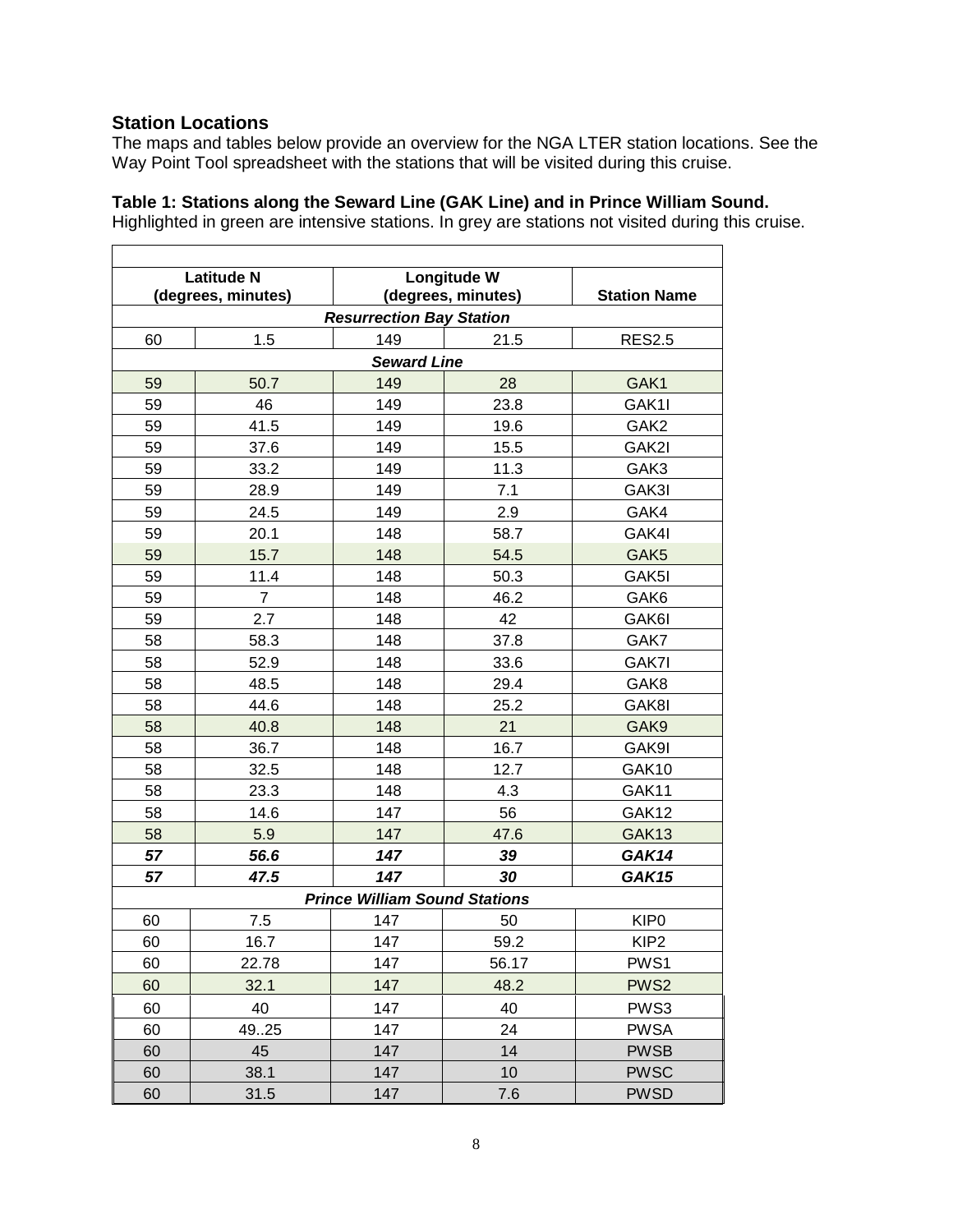## Station Locations

The maps and tables below provide an overview for the NGA LTER station locations. See the Way Point Tool spreadsheet with the stations that will be visited during this cruise.

**Table 1: Stations along the Seward Line (GAK Line) and in Prince William Sound.**
Highlighted in green are intensive stations. In grey are stations not visited during this cruise.

| Latitude N (degrees, minutes) | | Longitude W (degrees, minutes) | | Station Name |
|---|---|---|---|---|
| ***Resurrection Bay Station*** | | | | |
| 60 | 1.5 | 149 | 21.5 | RES2.5 |
| ***Seward Line*** | | | | |
| 59 | 50.7 | 149 | 28 | GAK1 |
| 59 | 46 | 149 | 23.8 | GAK1I |
| 59 | 41.5 | 149 | 19.6 | GAK2 |
| 59 | 37.6 | 149 | 15.5 | GAK2I |
| 59 | 33.2 | 149 | 11.3 | GAK3 |
| 59 | 28.9 | 149 | 7.1 | GAK3I |
| 59 | 24.5 | 149 | 2.9 | GAK4 |
| 59 | 20.1 | 148 | 58.7 | GAK4I |
| 59 | 15.7 | 148 | 54.5 | GAK5 |
| 59 | 11.4 | 148 | 50.3 | GAK5I |
| 59 | 7 | 148 | 46.2 | GAK6 |
| 59 | 2.7 | 148 | 42 | GAK6I |
| 58 | 58.3 | 148 | 37.8 | GAK7 |
| 58 | 52.9 | 148 | 33.6 | GAK7I |
| 58 | 48.5 | 148 | 29.4 | GAK8 |
| 58 | 44.6 | 148 | 25.2 | GAK8I |
| 58 | 40.8 | 148 | 21 | GAK9 |
| 58 | 36.7 | 148 | 16.7 | GAK9I |
| 58 | 32.5 | 148 | 12.7 | GAK10 |
| 58 | 23.3 | 148 | 4.3 | GAK11 |
| 58 | 14.6 | 147 | 56 | GAK12 |
| 58 | 5.9 | 147 | 47.6 | GAK13 |
| ***57*** | ***56.6*** | ***147*** | ***39*** | ***GAK14*** |
| ***57*** | ***47.5*** | ***147*** | ***30*** | ***GAK15*** |
| ***Prince William Sound Stations*** | | | | |
| 60 | 7.5 | 147 | 50 | KIP0 |
| 60 | 16.7 | 147 | 59.2 | KIP2 |
| 60 | 22.78 | 147 | 56.17 | PWS1 |
| 60 | 32.1 | 147 | 48.2 | PWS2 |
| 60 | 40 | 147 | 40 | PWS3 |
| 60 | 49..25 | 147 | 24 | PWSA |
| 60 | 45 | 147 | 14 | PWSB |
| 60 | 38.1 | 147 | 10 | PWSC |
| 60 | 31.5 | 147 | 7.6 | PWSD |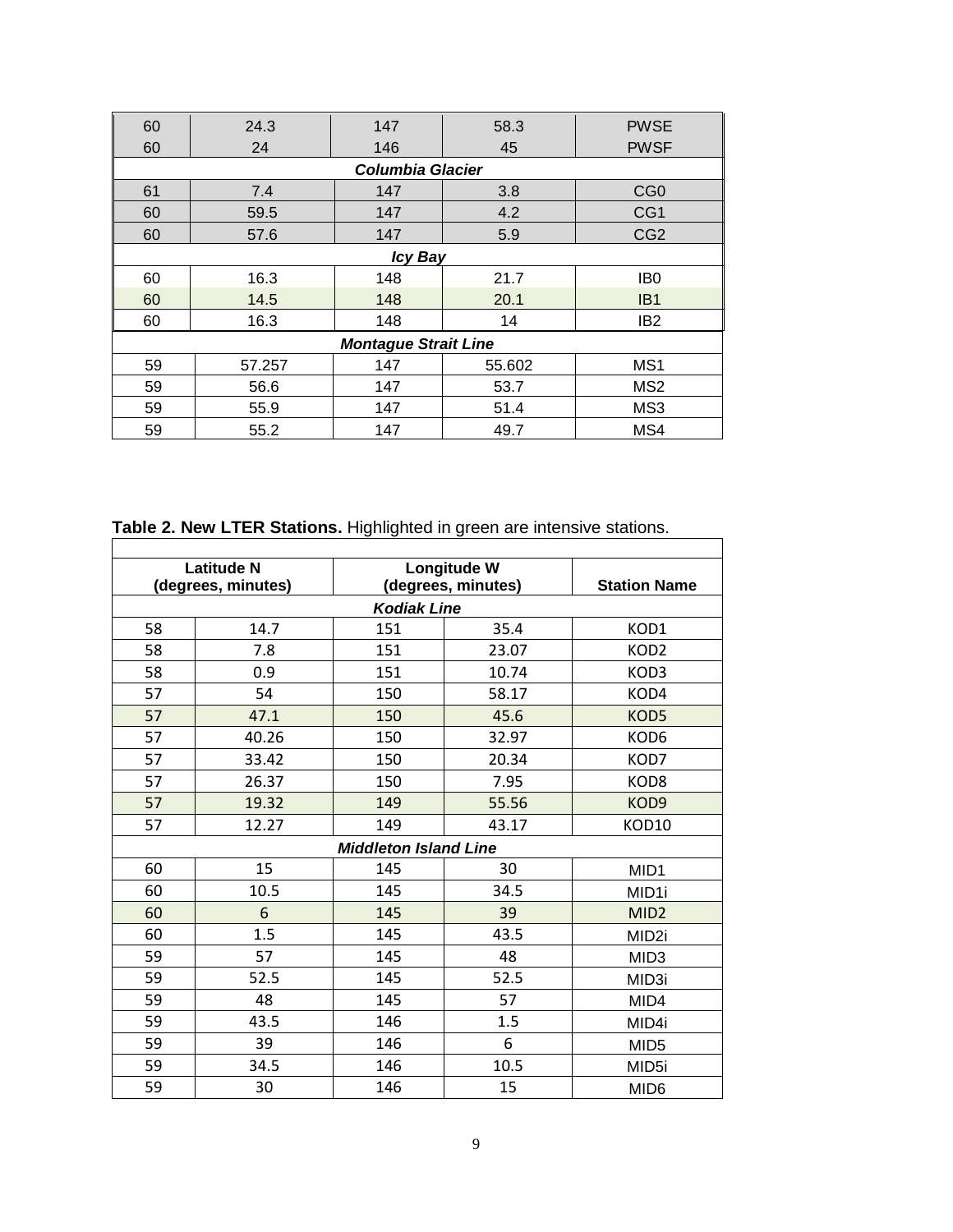| | | | | |
|---|---|---|---|---|
| 60 | 24.3 | 147 | 58.3 | PWSE |
| 60 | 24 | 146 | 45 | PWSF |
| ***Columbia Glacier*** | | | | |
| 61 | 7.4 | 147 | 3.8 | CG0 |
| 60 | 59.5 | 147 | 4.2 | CG1 |
| 60 | 57.6 | 147 | 5.9 | CG2 |
| ***Icy Bay*** | | | | |
| 60 | 16.3 | 148 | 21.7 | IB0 |
| 60 | 14.5 | 148 | 20.1 | IB1 |
| 60 | 16.3 | 148 | 14 | IB2 |
| ***Montague Strait Line*** | | | | |
| 59 | 57.257 | 147 | 55.602 | MS1 |
| 59 | 56.6 | 147 | 53.7 | MS2 |
| 59 | 55.9 | 147 | 51.4 | MS3 |
| 59 | 55.2 | 147 | 49.7 | MS4 |

**Table 2. New LTER Stations.** Highlighted in green are intensive stations.

| **Latitude N (degrees, minutes)** | | **Longitude W (degrees, minutes)** | | **Station Name** |
|---|---|---|---|---|
| ***Kodiak Line*** | | | | |
| 58 | 14.7 | 151 | 35.4 | KOD1 |
| 58 | 7.8 | 151 | 23.07 | KOD2 |
| 58 | 0.9 | 151 | 10.74 | KOD3 |
| 57 | 54 | 150 | 58.17 | KOD4 |
| 57 | 47.1 | 150 | 45.6 | KOD5 |
| 57 | 40.26 | 150 | 32.97 | KOD6 |
| 57 | 33.42 | 150 | 20.34 | KOD7 |
| 57 | 26.37 | 150 | 7.95 | KOD8 |
| 57 | 19.32 | 149 | 55.56 | KOD9 |
| 57 | 12.27 | 149 | 43.17 | KOD10 |
| ***Middleton Island Line*** | | | | |
| 60 | 15 | 145 | 30 | MID1 |
| 60 | 10.5 | 145 | 34.5 | MID1i |
| 60 | 6 | 145 | 39 | MID2 |
| 60 | 1.5 | 145 | 43.5 | MID2i |
| 59 | 57 | 145 | 48 | MID3 |
| 59 | 52.5 | 145 | 52.5 | MID3i |
| 59 | 48 | 145 | 57 | MID4 |
| 59 | 43.5 | 146 | 1.5 | MID4i |
| 59 | 39 | 146 | 6 | MID5 |
| 59 | 34.5 | 146 | 10.5 | MID5i |
| 59 | 30 | 146 | 15 | MID6 |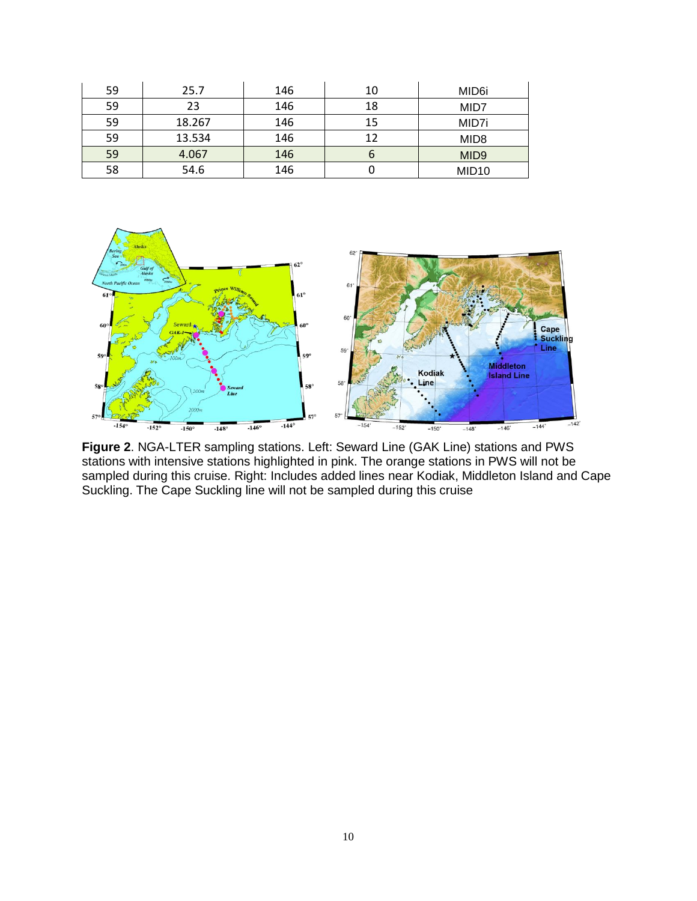| | | | | |
|---|---|---|---|---|
| 59 | 25.7 | 146 | 10 | MID6i |
| 59 | 23 | 146 | 18 | MID7 |
| 59 | 18.267 | 146 | 15 | MID7i |
| 59 | 13.534 | 146 | 12 | MID8 |
| 59 | 4.067 | 146 | 6 | MID9 |
| 58 | 54.6 | 146 | 0 | MID10 |

**Figure 2**. NGA-LTER sampling stations. Left: Seward Line (GAK Line) stations and PWS stations with intensive stations highlighted in pink. The orange stations in PWS will not be sampled during this cruise. Right: Includes added lines near Kodiak, Middleton Island and Cape Suckling. The Cape Suckling line will not be sampled during this cruise